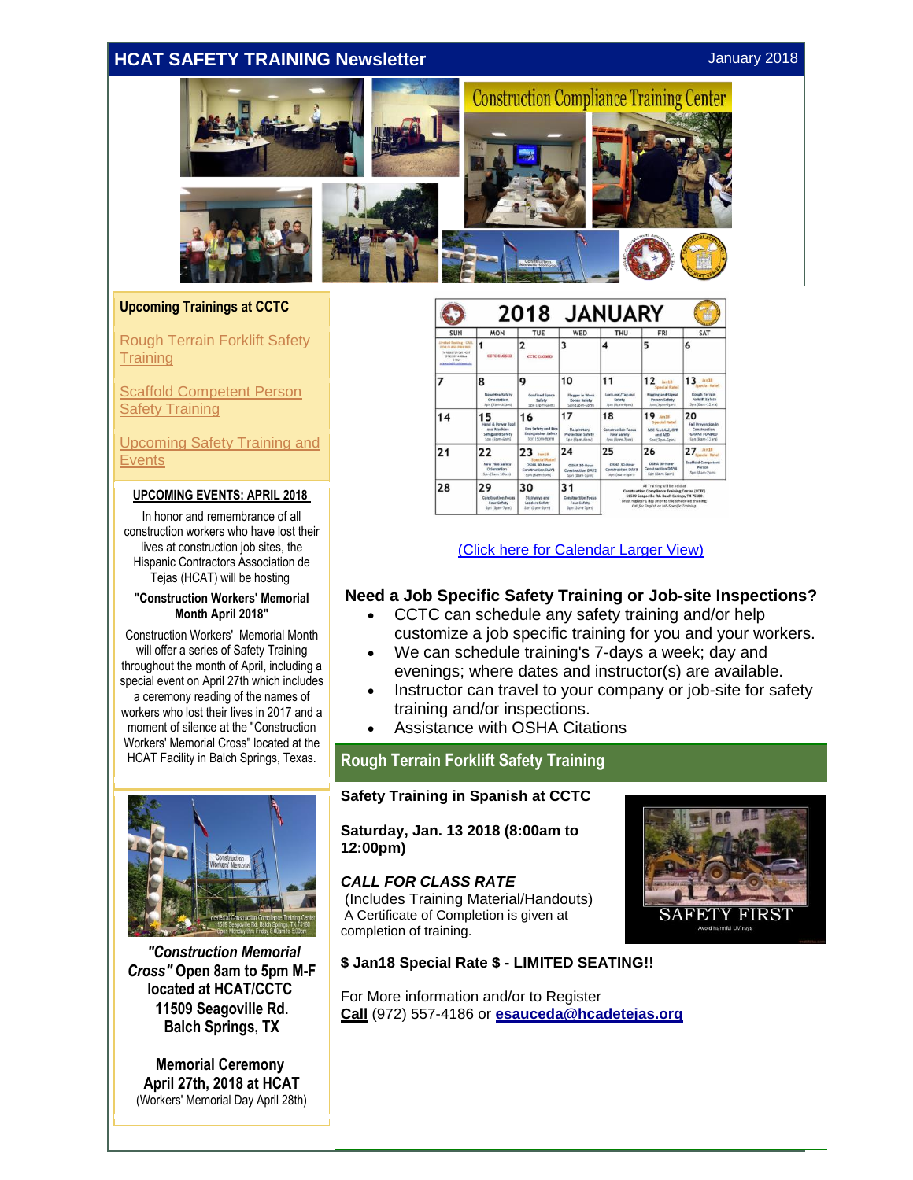# HCAT SAFETY TRAINING Newsletter

January 2018

Construction Compliance Training Center

### Upcoming Trainings at CCTC

Rough Terrain Forklift Safety Training

Scaffold Competent Person Safety Training

Upcoming Safety Training and Events

**UPCOMING EVENTS: APRIL 2018**

In honor and remembrance of all construction workers who have lost their lives at construction job sites, the Hispanic Contractors Association de Tejas (HCAT) will be hosting

**"Construction Workers' Memorial Month April 2018"**

Construction Workers' Memorial Month will offer a series of Safety Training throughout the month of April, including a special event on April 27th which includes a ceremony reading of the names of workers who lost their lives in 2017 and a moment of silence at the "Construction Workers' Memorial Cross" located at the HCAT Facility in Balch Springs, Texas.

***"Construction Memorial Cross"*** **Open 8am to 5pm M-F located at HCAT/CCTC 11509 Seagoville Rd. Balch Springs, TX**

**Memorial Ceremony April 27th, 2018 at HCAT**
(Workers' Memorial Day April 28th)

## 2018 JANUARY

| SUN | MON | TUE | WED | THU | FRI | SAT |
|---|---|---|---|---|---|---|
| | 1 CCTC CLOSED | 2 CCTC CLOSED | 3 | 4 | 5 | 6 |
| 7 | 8 New Hire Safety Orientation | 9 Confined Space Safety | 10 Flagger in Work Zones Safety | 11 Lock-out/Tag-out Safety | 12 Jan18 Special Rate! Rigging and Signal Person Safety | 13 Jan18 Special Rate! Rough Terrain Forklift Safety |
| 14 | 15 Hand & Power Tool and Machine Safeguard Safety | 16 Fire Safety and Fire Extinguisher Safety | 17 Respiratory Protection Safety | 18 Construction Focus Four Safety | 19 Jan18 Special Rate! NSC First Aid, CPR and AED | 20 Fall Prevention in Construction GRANT FUNDED |
| 21 | 22 New Hire Safety Orientation | 23 Jan18 Special Rate! OSHA 30-Hour Construction DAY1 | 24 OSHA 30-Hour Construction DAY2 | 25 OSHA 30-Hour Construction DAY3 | 26 OSHA 30-Hour Construction DAY4 | 27 Jan18 Special Rate! Scaffold Competent Person |
| 28 | 29 Construction Focus Four Safety | 30 Stairways and Ladders Safety | 31 Construction Focus Four Safety | All Training will be held at: Construction Compliance Training Center (CCTC) 11509 Seagoville Rd. Balch Springs, TX 75180. Must register 1 day prior to the scheduled training. Call for English or Job Specific Training. | | |

(Click here for Calendar Larger View)

### Need a Job Specific Safety Training or Job-site Inspections?

- CCTC can schedule any safety training and/or help customize a job specific training for you and your workers.
- We can schedule training's 7-days a week; day and evenings; where dates and instructor(s) are available.
- Instructor can travel to your company or job-site for safety training and/or inspections.
- Assistance with OSHA Citations

## Rough Terrain Forklift Safety Training

**Safety Training in Spanish at CCTC**

**Saturday, Jan. 13 2018 (8:00am to 12:00pm)**

***CALL FOR CLASS RATE***
(Includes Training Material/Handouts)
A Certificate of Completion is given at completion of training.

SAFETY FIRST

**$ Jan18 Special Rate $ - LIMITED SEATING!!**

For More information and/or to Register
**Call** (972) 557-4186 or **esauceda@hcadetejas.org**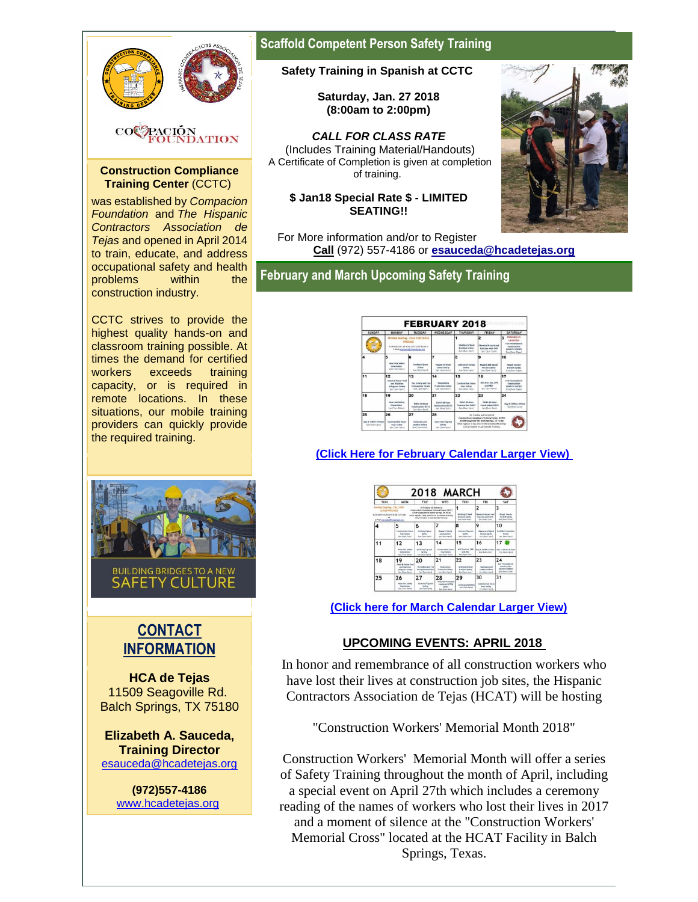COMPACION FOUNDATION

**Construction Compliance Training Center** (CCTC)

was established by *Compacion Foundation* and *The Hispanic Contractors Association de Tejas* and opened in April 2014 to train, educate, and address occupational safety and health problems within the construction industry.

CCTC strives to provide the highest quality hands-on and classroom training possible. At times the demand for certified workers exceeds training capacity, or is required in remote locations. In these situations, our mobile training providers can quickly provide the required training.

BUILDING BRIDGES TO A NEW SAFETY CULTURE

## CONTACT INFORMATION

**HCA de Tejas**
11509 Seagoville Rd.
Balch Springs, TX 75180

**Elizabeth A. Sauceda, Training Director**
esauceda@hcadetejas.org

**(972)557-4186**
www.hcadetejas.org

## Scaffold Competent Person Safety Training

**Safety Training in Spanish at CCTC**

**Saturday, Jan. 27 2018**
**(8:00am to 2:00pm)**

***CALL FOR CLASS RATE***
(Includes Training Material/Handouts)
A Certificate of Completion is given at completion of training.

**$ Jan18 Special Rate $ - LIMITED SEATING!!**

For More information and/or to Register
**Call** (972) 557-4186 or **esauceda@hcadetejas.org**

## February and March Upcoming Safety Training

FEBRUARY 2018

**(Click Here for February Calendar Larger View)**

2018 MARCH

**(Click here for March Calendar Larger View)**

### UPCOMING EVENTS: APRIL 2018

In honor and remembrance of all construction workers who have lost their lives at construction job sites, the Hispanic Contractors Association de Tejas (HCAT) will be hosting

"Construction Workers' Memorial Month 2018"

Construction Workers' Memorial Month will offer a series of Safety Training throughout the month of April, including a special event on April 27th which includes a ceremony reading of the names of workers who lost their lives in 2017 and a moment of silence at the "Construction Workers' Memorial Cross" located at the HCAT Facility in Balch Springs, Texas.